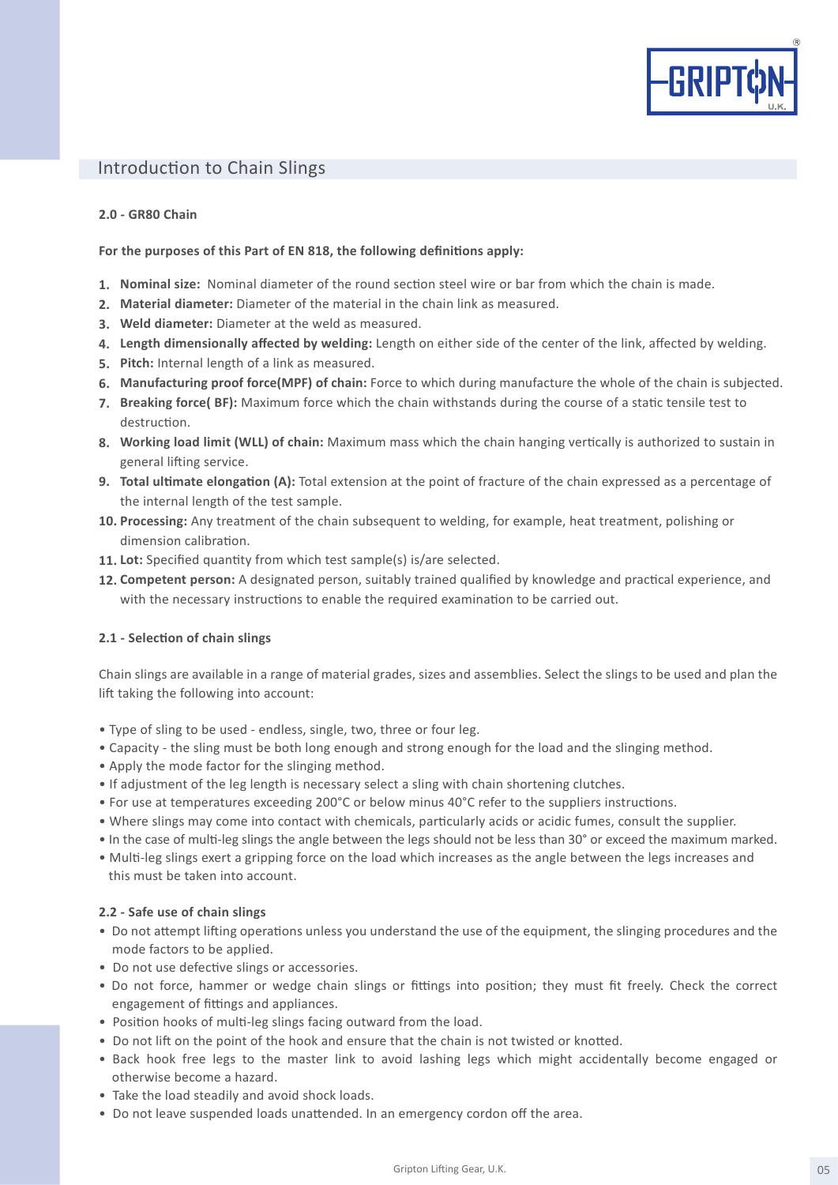## Introduction to Chain Slings

### 2.0 - GR80 Chain

**For the purposes of this Part of EN 818, the following definitions apply:**

1. **Nominal size:** Nominal diameter of the round section steel wire or bar from which the chain is made.
2. **Material diameter:** Diameter of the material in the chain link as measured.
3. **Weld diameter:** Diameter at the weld as measured.
4. **Length dimensionally affected by welding:** Length on either side of the center of the link, affected by welding.
5. **Pitch:** Internal length of a link as measured.
6. **Manufacturing proof force(MPF) of chain:** Force to which during manufacture the whole of the chain is subjected.
7. **Breaking force( BF):** Maximum force which the chain withstands during the course of a static tensile test to destruction.
8. **Working load limit (WLL) of chain:** Maximum mass which the chain hanging vertically is authorized to sustain in general lifting service.
9. **Total ultimate elongation (A):** Total extension at the point of fracture of the chain expressed as a percentage of the internal length of the test sample.
10. **Processing:** Any treatment of the chain subsequent to welding, for example, heat treatment, polishing or dimension calibration.
11. **Lot:** Specified quantity from which test sample(s) is/are selected.
12. **Competent person:** A designated person, suitably trained qualified by knowledge and practical experience, and with the necessary instructions to enable the required examination to be carried out.

### 2.1 - Selection of chain slings

Chain slings are available in a range of material grades, sizes and assemblies. Select the slings to be used and plan the lift taking the following into account:

- Type of sling to be used - endless, single, two, three or four leg.
- Capacity - the sling must be both long enough and strong enough for the load and the slinging method.
- Apply the mode factor for the slinging method.
- If adjustment of the leg length is necessary select a sling with chain shortening clutches.
- For use at temperatures exceeding 200°C or below minus 40°C refer to the suppliers instructions.
- Where slings may come into contact with chemicals, particularly acids or acidic fumes, consult the supplier.
- In the case of multi-leg slings the angle between the legs should not be less than 30° or exceed the maximum marked.
- Multi-leg slings exert a gripping force on the load which increases as the angle between the legs increases and this must be taken into account.

### 2.2 - Safe use of chain slings

- Do not attempt lifting operations unless you understand the use of the equipment, the slinging procedures and the mode factors to be applied.
- Do not use defective slings or accessories.
- Do not force, hammer or wedge chain slings or fittings into position; they must fit freely. Check the correct engagement of fittings and appliances.
- Position hooks of multi-leg slings facing outward from the load.
- Do not lift on the point of the hook and ensure that the chain is not twisted or knotted.
- Back hook free legs to the master link to avoid lashing legs which might accidentally become engaged or otherwise become a hazard.
- Take the load steadily and avoid shock loads.
- Do not leave suspended loads unattended. In an emergency cordon off the area.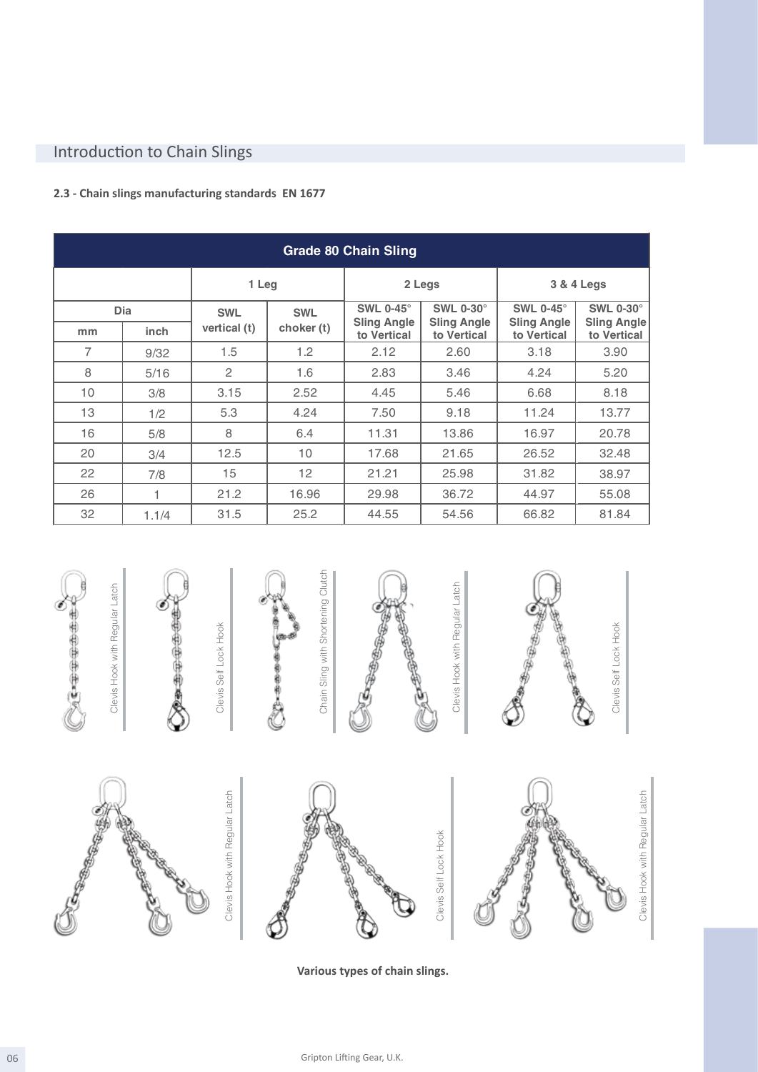## Introduction to Chain Slings

**2.3 - Chain slings manufacturing standards EN 1677**

| Grade 80 Chain Sling | | | | | | | |
|---|---|---|---|---|---|---|---|
| | | 1 Leg | | 2 Legs | | 3 & 4 Legs | |
| Dia | | SWL vertical (t) | SWL choker (t) | SWL 0-45° Sling Angle to Vertical | SWL 0-30° Sling Angle to Vertical | SWL 0-45° Sling Angle to Vertical | SWL 0-30° Sling Angle to Vertical |
| mm | inch | | | | | | |
| 7 | 9/32 | 1.5 | 1.2 | 2.12 | 2.60 | 3.18 | 3.90 |
| 8 | 5/16 | 2 | 1.6 | 2.83 | 3.46 | 4.24 | 5.20 |
| 10 | 3/8 | 3.15 | 2.52 | 4.45 | 5.46 | 6.68 | 8.18 |
| 13 | 1/2 | 5.3 | 4.24 | 7.50 | 9.18 | 11.24 | 13.77 |
| 16 | 5/8 | 8 | 6.4 | 11.31 | 13.86 | 16.97 | 20.78 |
| 20 | 3/4 | 12.5 | 10 | 17.68 | 21.65 | 26.52 | 32.48 |
| 22 | 7/8 | 15 | 12 | 21.21 | 25.98 | 31.82 | 38.97 |
| 26 | 1 | 21.2 | 16.96 | 29.98 | 36.72 | 44.97 | 55.08 |
| 32 | 1.1/4 | 31.5 | 25.2 | 44.55 | 54.56 | 66.82 | 81.84 |

Clevis Hook with Regular Latch

Clevis Self Lock Hook

Chain Sling with Shortening Clutch

Clevis Hook with Regular Latch

Clevis Self Lock Hook

Clevis Hook with Regular Latch

Clevis Self Lock Hook

Clevis Hook with Regular Latch

**Various types of chain slings.**